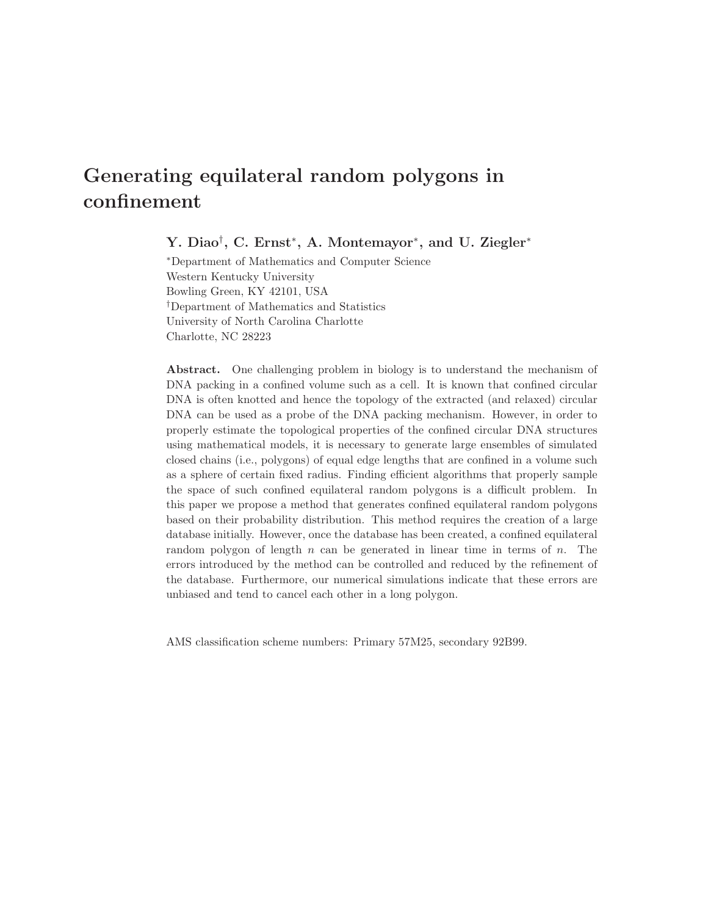# Generating equilateral random polygons in confinement

**Y. Diao[†], C. Ernst[*], A. Montemayor[*], and U. Ziegler[*]**

[*]Department of Mathematics and Computer Science
Western Kentucky University
Bowling Green, KY 42101, USA
[†]Department of Mathematics and Statistics
University of North Carolina Charlotte
Charlotte, NC 28223

**Abstract.** One challenging problem in biology is to understand the mechanism of DNA packing in a confined volume such as a cell. It is known that confined circular DNA is often knotted and hence the topology of the extracted (and relaxed) circular DNA can be used as a probe of the DNA packing mechanism. However, in order to properly estimate the topological properties of the confined circular DNA structures using mathematical models, it is necessary to generate large ensembles of simulated closed chains (i.e., polygons) of equal edge lengths that are confined in a volume such as a sphere of certain fixed radius. Finding efficient algorithms that properly sample the space of such confined equilateral random polygons is a difficult problem. In this paper we propose a method that generates confined equilateral random polygons based on their probability distribution. This method requires the creation of a large database initially. However, once the database has been created, a confined equilateral random polygon of length $n$ can be generated in linear time in terms of $n$. The errors introduced by the method can be controlled and reduced by the refinement of the database. Furthermore, our numerical simulations indicate that these errors are unbiased and tend to cancel each other in a long polygon.

AMS classification scheme numbers: Primary 57M25, secondary 92B99.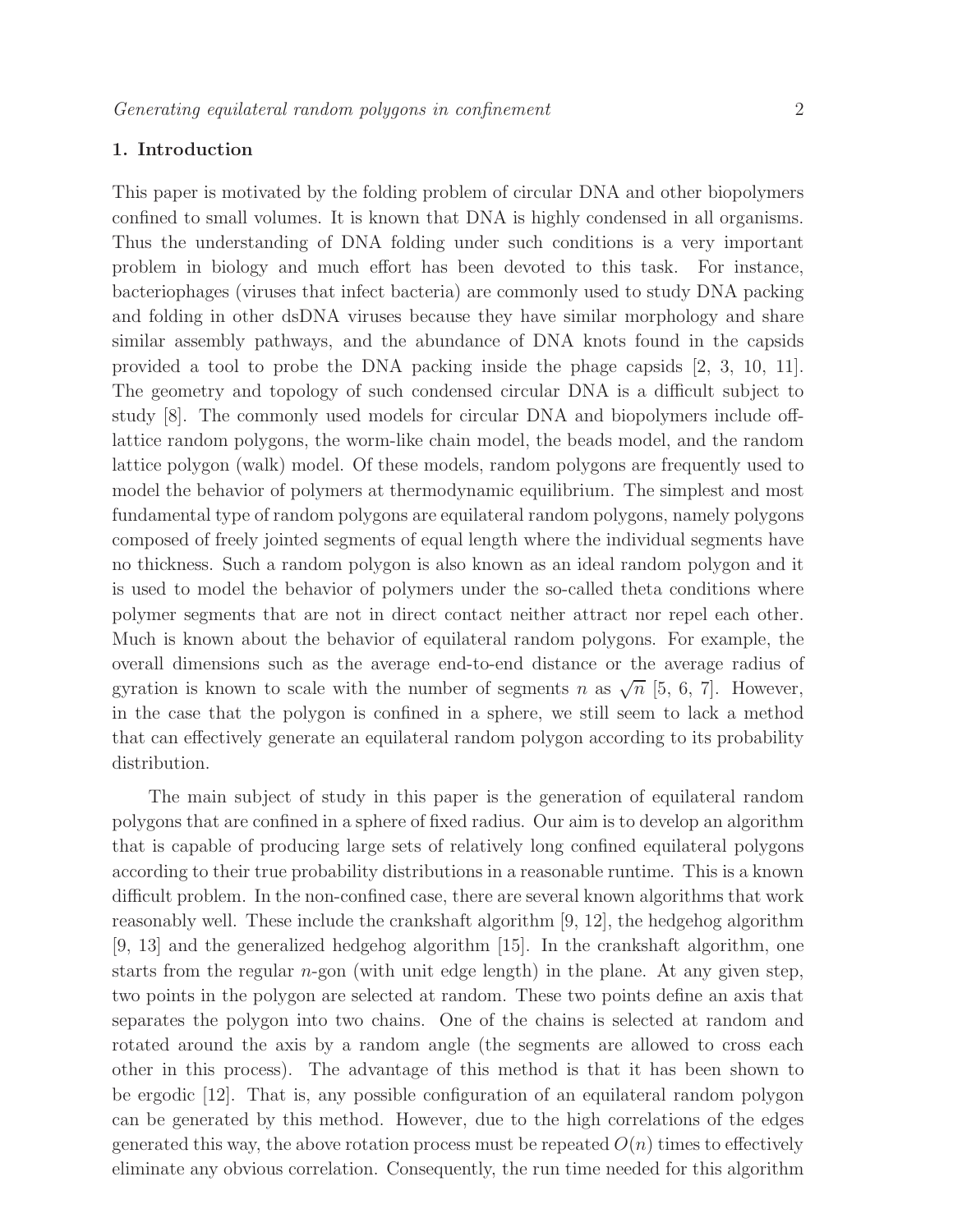## 1. Introduction

This paper is motivated by the folding problem of circular DNA and other biopolymers confined to small volumes. It is known that DNA is highly condensed in all organisms. Thus the understanding of DNA folding under such conditions is a very important problem in biology and much effort has been devoted to this task. For instance, bacteriophages (viruses that infect bacteria) are commonly used to study DNA packing and folding in other dsDNA viruses because they have similar morphology and share similar assembly pathways, and the abundance of DNA knots found in the capsids provided a tool to probe the DNA packing inside the phage capsids [2, 3, 10, 11]. The geometry and topology of such condensed circular DNA is a difficult subject to study [8]. The commonly used models for circular DNA and biopolymers include off-lattice random polygons, the worm-like chain model, the beads model, and the random lattice polygon (walk) model. Of these models, random polygons are frequently used to model the behavior of polymers at thermodynamic equilibrium. The simplest and most fundamental type of random polygons are equilateral random polygons, namely polygons composed of freely jointed segments of equal length where the individual segments have no thickness. Such a random polygon is also known as an ideal random polygon and it is used to model the behavior of polymers under the so-called theta conditions where polymer segments that are not in direct contact neither attract nor repel each other. Much is known about the behavior of equilateral random polygons. For example, the overall dimensions such as the average end-to-end distance or the average radius of gyration is known to scale with the number of segments $n$ as $\sqrt{n}$ [5, 6, 7]. However, in the case that the polygon is confined in a sphere, we still seem to lack a method that can effectively generate an equilateral random polygon according to its probability distribution.

The main subject of study in this paper is the generation of equilateral random polygons that are confined in a sphere of fixed radius. Our aim is to develop an algorithm that is capable of producing large sets of relatively long confined equilateral polygons according to their true probability distributions in a reasonable runtime. This is a known difficult problem. In the non-confined case, there are several known algorithms that work reasonably well. These include the crankshaft algorithm [9, 12], the hedgehog algorithm [9, 13] and the generalized hedgehog algorithm [15]. In the crankshaft algorithm, one starts from the regular $n$-gon (with unit edge length) in the plane. At any given step, two points in the polygon are selected at random. These two points define an axis that separates the polygon into two chains. One of the chains is selected at random and rotated around the axis by a random angle (the segments are allowed to cross each other in this process). The advantage of this method is that it has been shown to be ergodic [12]. That is, any possible configuration of an equilateral random polygon can be generated by this method. However, due to the high correlations of the edges generated this way, the above rotation process must be repeated $O(n)$ times to effectively eliminate any obvious correlation. Consequently, the run time needed for this algorithm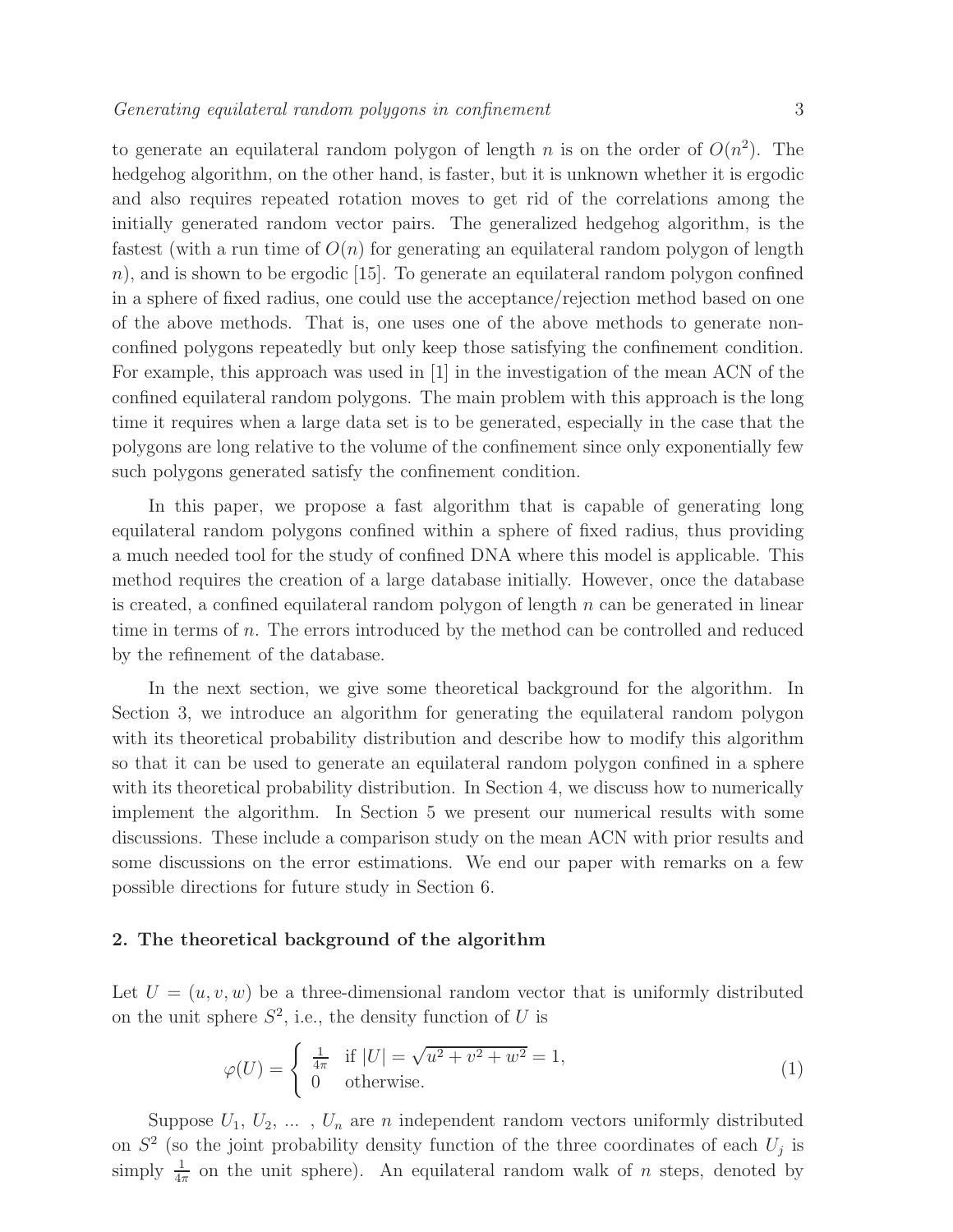to generate an equilateral random polygon of length $n$ is on the order of $O(n^2)$. The hedgehog algorithm, on the other hand, is faster, but it is unknown whether it is ergodic and also requires repeated rotation moves to get rid of the correlations among the initially generated random vector pairs. The generalized hedgehog algorithm, is the fastest (with a run time of $O(n)$ for generating an equilateral random polygon of length $n$), and is shown to be ergodic [15]. To generate an equilateral random polygon confined in a sphere of fixed radius, one could use the acceptance/rejection method based on one of the above methods. That is, one uses one of the above methods to generate non-confined polygons repeatedly but only keep those satisfying the confinement condition. For example, this approach was used in [1] in the investigation of the mean ACN of the confined equilateral random polygons. The main problem with this approach is the long time it requires when a large data set is to be generated, especially in the case that the polygons are long relative to the volume of the confinement since only exponentially few such polygons generated satisfy the confinement condition.

In this paper, we propose a fast algorithm that is capable of generating long equilateral random polygons confined within a sphere of fixed radius, thus providing a much needed tool for the study of confined DNA where this model is applicable. This method requires the creation of a large database initially. However, once the database is created, a confined equilateral random polygon of length $n$ can be generated in linear time in terms of $n$. The errors introduced by the method can be controlled and reduced by the refinement of the database.

In the next section, we give some theoretical background for the algorithm. In Section 3, we introduce an algorithm for generating the equilateral random polygon with its theoretical probability distribution and describe how to modify this algorithm so that it can be used to generate an equilateral random polygon confined in a sphere with its theoretical probability distribution. In Section 4, we discuss how to numerically implement the algorithm. In Section 5 we present our numerical results with some discussions. These include a comparison study on the mean ACN with prior results and some discussions on the error estimations. We end our paper with remarks on a few possible directions for future study in Section 6.

## 2. The theoretical background of the algorithm

Let $U = (u, v, w)$ be a three-dimensional random vector that is uniformly distributed on the unit sphere $S^2$, i.e., the density function of $U$ is

$$\varphi(U) = \begin{cases} \frac{1}{4\pi} & \text{if } |U| = \sqrt{u^2 + v^2 + w^2} = 1, \\ 0 & \text{otherwise.} \end{cases} \tag{1}$$

Suppose $U_1$, $U_2$, ... , $U_n$ are $n$ independent random vectors uniformly distributed on $S^2$ (so the joint probability density function of the three coordinates of each $U_j$ is simply $\frac{1}{4\pi}$ on the unit sphere). An equilateral random walk of $n$ steps, denoted by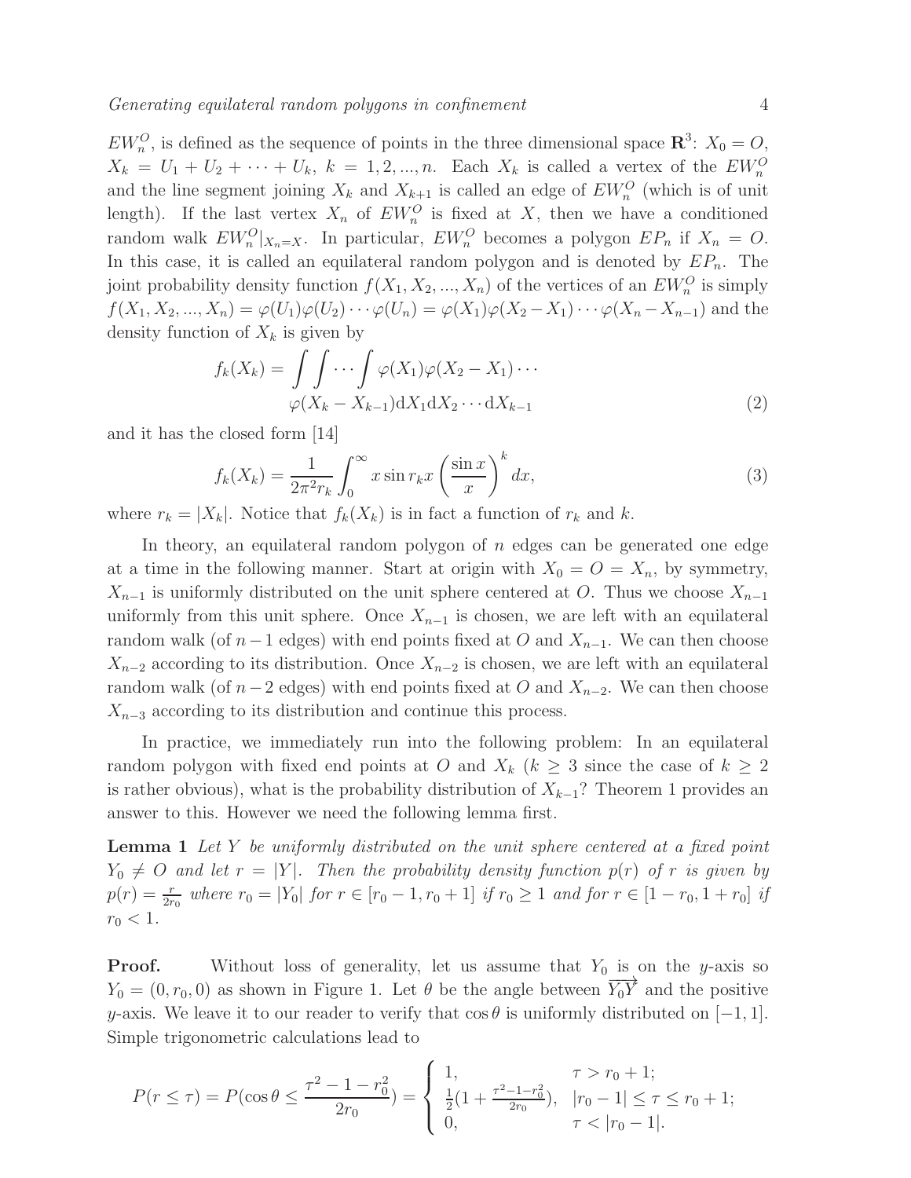$EW_n^O$, is defined as the sequence of points in the three dimensional space $\mathbf{R}^3$: $X_0 = O$, $X_k = U_1 + U_2 + \cdots + U_k$, $k = 1, 2, ..., n$. Each $X_k$ is called a vertex of the $EW_n^O$ and the line segment joining $X_k$ and $X_{k+1}$ is called an edge of $EW_n^O$ (which is of unit length). If the last vertex $X_n$ of $EW_n^O$ is fixed at $X$, then we have a conditioned random walk $EW_n^O|_{X_n=X}$. In particular, $EW_n^O$ becomes a polygon $EP_n$ if $X_n = O$. In this case, it is called an equilateral random polygon and is denoted by $EP_n$. The joint probability density function $f(X_1, X_2, ..., X_n)$ of the vertices of an $EW_n^O$ is simply $f(X_1, X_2, ..., X_n) = \varphi(U_1)\varphi(U_2)\cdots\varphi(U_n) = \varphi(X_1)\varphi(X_2 - X_1)\cdots\varphi(X_n - X_{n-1})$ and the density function of $X_k$ is given by

$$
\begin{aligned}
f_k(X_k) = \int\int\cdots\int \varphi(X_1)\varphi(X_2 - X_1)\cdots \\
\varphi(X_k - X_{k-1})\mathrm{d}X_1\mathrm{d}X_2\cdots\mathrm{d}X_{k-1}
\end{aligned}
\tag{2}
$$

and it has the closed form [14]

$$
f_k(X_k) = \frac{1}{2\pi^2 r_k}\int_0^\infty x\sin r_k x\left(\frac{\sin x}{x}\right)^k dx, \tag{3}
$$

where $r_k = |X_k|$. Notice that $f_k(X_k)$ is in fact a function of $r_k$ and $k$.

In theory, an equilateral random polygon of $n$ edges can be generated one edge at a time in the following manner. Start at origin with $X_0 = O = X_n$, by symmetry, $X_{n-1}$ is uniformly distributed on the unit sphere centered at $O$. Thus we choose $X_{n-1}$ uniformly from this unit sphere. Once $X_{n-1}$ is chosen, we are left with an equilateral random walk (of $n-1$ edges) with end points fixed at $O$ and $X_{n-1}$. We can then choose $X_{n-2}$ according to its distribution. Once $X_{n-2}$ is chosen, we are left with an equilateral random walk (of $n-2$ edges) with end points fixed at $O$ and $X_{n-2}$. We can then choose $X_{n-3}$ according to its distribution and continue this process.

In practice, we immediately run into the following problem: In an equilateral random polygon with fixed end points at $O$ and $X_k$ ($k \geq 3$ since the case of $k \geq 2$ is rather obvious), what is the probability distribution of $X_{k-1}$? Theorem 1 provides an answer to this. However we need the following lemma first.

**Lemma 1** *Let $Y$ be uniformly distributed on the unit sphere centered at a fixed point $Y_0 \neq O$ and let $r = |Y|$. Then the probability density function $p(r)$ of $r$ is given by $p(r) = \frac{r}{2r_0}$ where $r_0 = |Y_0|$ for $r \in [r_0 - 1, r_0 + 1]$ if $r_0 \geq 1$ and for $r \in [1 - r_0, 1 + r_0]$ if $r_0 < 1$.*

**Proof.** Without loss of generality, let us assume that $Y_0$ is on the $y$-axis so $Y_0 = (0, r_0, 0)$ as shown in Figure 1. Let $\theta$ be the angle between $\overrightarrow{Y_0Y}$ and the positive $y$-axis. We leave it to our reader to verify that $\cos\theta$ is uniformly distributed on $[-1, 1]$. Simple trigonometric calculations lead to

$$
P(r \leq \tau) = P(\cos\theta \leq \frac{\tau^2 - 1 - r_0^2}{2r_0}) = \begin{cases} 1, & \tau > r_0 + 1; \\ \frac{1}{2}(1 + \frac{\tau^2 - 1 - r_0^2}{2r_0}), & |r_0 - 1| \leq \tau \leq r_0 + 1; \\ 0, & \tau < |r_0 - 1|. \end{cases}
$$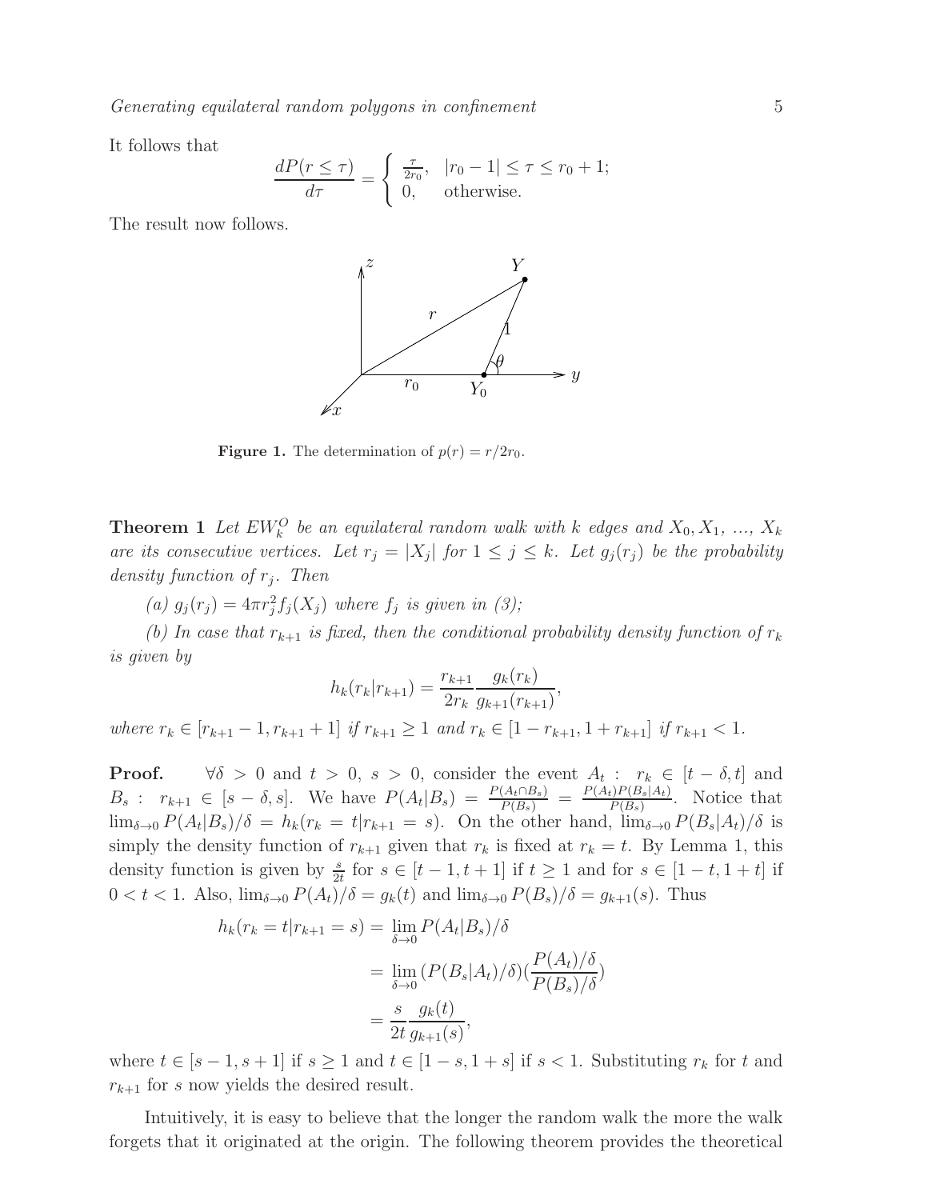It follows that

$$\frac{dP(r \leq \tau)}{d\tau} = \begin{cases} \frac{\tau}{2r_0}, & |r_0 - 1| \leq \tau \leq r_0 + 1; \\ 0, & \text{otherwise.} \end{cases}$$

The result now follows.

**Figure 1.** The determination of $p(r) = r/2r_0$.

**Theorem 1** *Let $EW_k^O$ be an equilateral random walk with $k$ edges and $X_0, X_1, \ldots, X_k$ are its consecutive vertices. Let $r_j = |X_j|$ for $1 \leq j \leq k$. Let $g_j(r_j)$ be the probability density function of $r_j$. Then*

*(a) $g_j(r_j) = 4\pi r_j^2 f_j(X_j)$ where $f_j$ is given in (3);*

*(b) In case that $r_{k+1}$ is fixed, then the conditional probability density function of $r_k$ is given by*

$$h_k(r_k|r_{k+1}) = \frac{r_{k+1}}{2r_k}\frac{g_k(r_k)}{g_{k+1}(r_{k+1})},$$

*where $r_k \in [r_{k+1} - 1, r_{k+1} + 1]$ if $r_{k+1} \geq 1$ and $r_k \in [1 - r_{k+1}, 1 + r_{k+1}]$ if $r_{k+1} < 1$.*

**Proof.** $\forall \delta > 0$ and $t > 0$, $s > 0$, consider the event $A_t$ : $r_k \in [t - \delta, t]$ and $B_s$ : $r_{k+1} \in [s - \delta, s]$. We have $P(A_t|B_s) = \frac{P(A_t \cap B_s)}{P(B_s)} = \frac{P(A_t)P(B_s|A_t)}{P(B_s)}$. Notice that $\lim_{\delta \to 0} P(A_t|B_s)/\delta = h_k(r_k = t|r_{k+1} = s)$. On the other hand, $\lim_{\delta \to 0} P(B_s|A_t)/\delta$ is simply the density function of $r_{k+1}$ given that $r_k$ is fixed at $r_k = t$. By Lemma 1, this density function is given by $\frac{s}{2t}$ for $s \in [t - 1, t + 1]$ if $t \geq 1$ and for $s \in [1 - t, 1 + t]$ if $0 < t < 1$. Also, $\lim_{\delta \to 0} P(A_t)/\delta = g_k(t)$ and $\lim_{\delta \to 0} P(B_s)/\delta = g_{k+1}(s)$. Thus

$$\begin{aligned} h_k(r_k = t|r_{k+1} = s) &= \lim_{\delta \to 0} P(A_t|B_s)/\delta \\ &= \lim_{\delta \to 0} (P(B_s|A_t)/\delta)\left(\frac{P(A_t)/\delta}{P(B_s)/\delta}\right) \\ &= \frac{s}{2t}\frac{g_k(t)}{g_{k+1}(s)}, \end{aligned}$$

where $t \in [s - 1, s + 1]$ if $s \geq 1$ and $t \in [1 - s, 1 + s]$ if $s < 1$. Substituting $r_k$ for $t$ and $r_{k+1}$ for $s$ now yields the desired result.

Intuitively, it is easy to believe that the longer the random walk the more the walk forgets that it originated at the origin. The following theorem provides the theoretical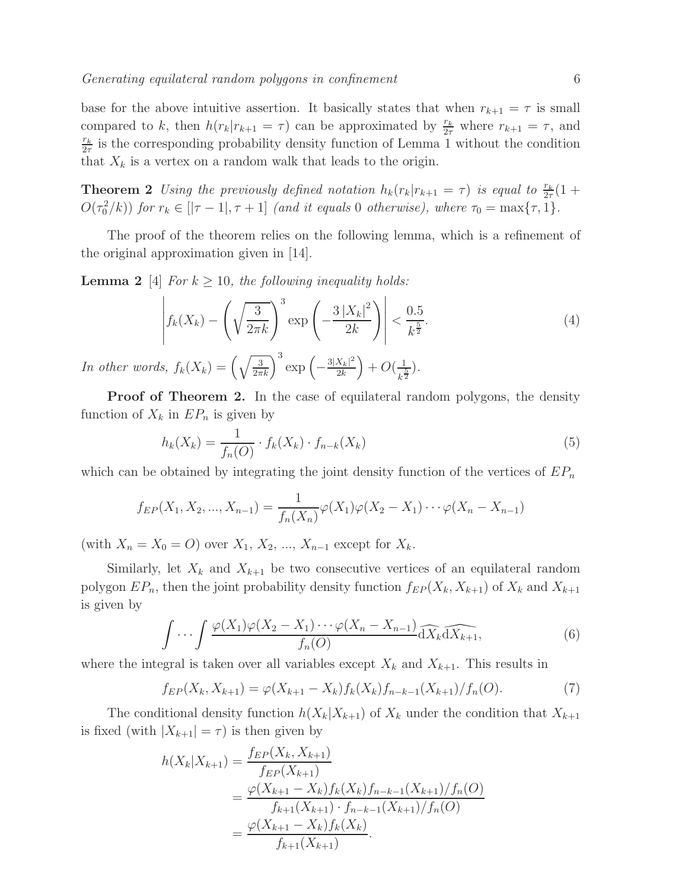base for the above intuitive assertion. It basically states that when $r_{k+1} = \tau$ is small compared to $k$, then $h(r_k|r_{k+1} = \tau)$ can be approximated by $\frac{r_k}{2\tau}$ where $r_{k+1} = \tau$, and $\frac{r_k}{2\tau}$ is the corresponding probability density function of Lemma 1 without the condition that $X_k$ is a vertex on a random walk that leads to the origin.

**Theorem 2** *Using the previously defined notation $h_k(r_k|r_{k+1} = \tau)$ is equal to $\frac{r_k}{2\tau}(1 + O(\tau_0^2/k))$ for $r_k \in [|\tau - 1|, \tau + 1]$ (and it equals 0 otherwise), where $\tau_0 = \max\{\tau, 1\}$.*

The proof of the theorem relies on the following lemma, which is a refinement of the original approximation given in [14].

**Lemma 2** [4] *For $k \geq 10$, the following inequality holds:*

$$\left| f_k(X_k) - \left(\sqrt{\frac{3}{2\pi k}}\right)^3 \exp\left(-\frac{3\,|X_k|^2}{2k}\right) \right| < \frac{0.5}{k^{\frac{5}{2}}}. \tag{4}$$

*In other words, $f_k(X_k) = \left(\sqrt{\frac{3}{2\pi k}}\right)^3 \exp\left(-\frac{3|X_k|^2}{2k}\right) + O(\frac{1}{k^{\frac{5}{2}}})$.*

**Proof of Theorem 2.** In the case of equilateral random polygons, the density function of $X_k$ in $EP_n$ is given by

$$h_k(X_k) = \frac{1}{f_n(O)} \cdot f_k(X_k) \cdot f_{n-k}(X_k) \tag{5}$$

which can be obtained by integrating the joint density function of the vertices of $EP_n$

$$f_{EP}(X_1, X_2, ..., X_{n-1}) = \frac{1}{f_n(X_n)} \varphi(X_1)\varphi(X_2 - X_1) \cdots \varphi(X_n - X_{n-1})$$

(with $X_n = X_0 = O$) over $X_1$, $X_2$, ..., $X_{n-1}$ except for $X_k$.

Similarly, let $X_k$ and $X_{k+1}$ be two consecutive vertices of an equilateral random polygon $EP_n$, then the joint probability density function $f_{EP}(X_k, X_{k+1})$ of $X_k$ and $X_{k+1}$ is given by

$$\int \cdots \int \frac{\varphi(X_1)\varphi(X_2 - X_1) \cdots \varphi(X_n - X_{n-1})}{f_n(O)} \widehat{\mathrm{d}X_k}\widehat{\mathrm{d}X_{k+1}}, \tag{6}$$

where the integral is taken over all variables except $X_k$ and $X_{k+1}$. This results in

$$f_{EP}(X_k, X_{k+1}) = \varphi(X_{k+1} - X_k) f_k(X_k) f_{n-k-1}(X_{k+1})/f_n(O). \tag{7}$$

The conditional density function $h(X_k|X_{k+1})$ of $X_k$ under the condition that $X_{k+1}$ is fixed (with $|X_{k+1}| = \tau$) is then given by

$$\begin{aligned} h(X_k|X_{k+1}) &= \frac{f_{EP}(X_k, X_{k+1})}{f_{EP}(X_{k+1})} \\ &= \frac{\varphi(X_{k+1} - X_k) f_k(X_k) f_{n-k-1}(X_{k+1})/f_n(O)}{f_{k+1}(X_{k+1}) \cdot f_{n-k-1}(X_{k+1})/f_n(O)} \\ &= \frac{\varphi(X_{k+1} - X_k) f_k(X_k)}{f_{k+1}(X_{k+1})}. \end{aligned}$$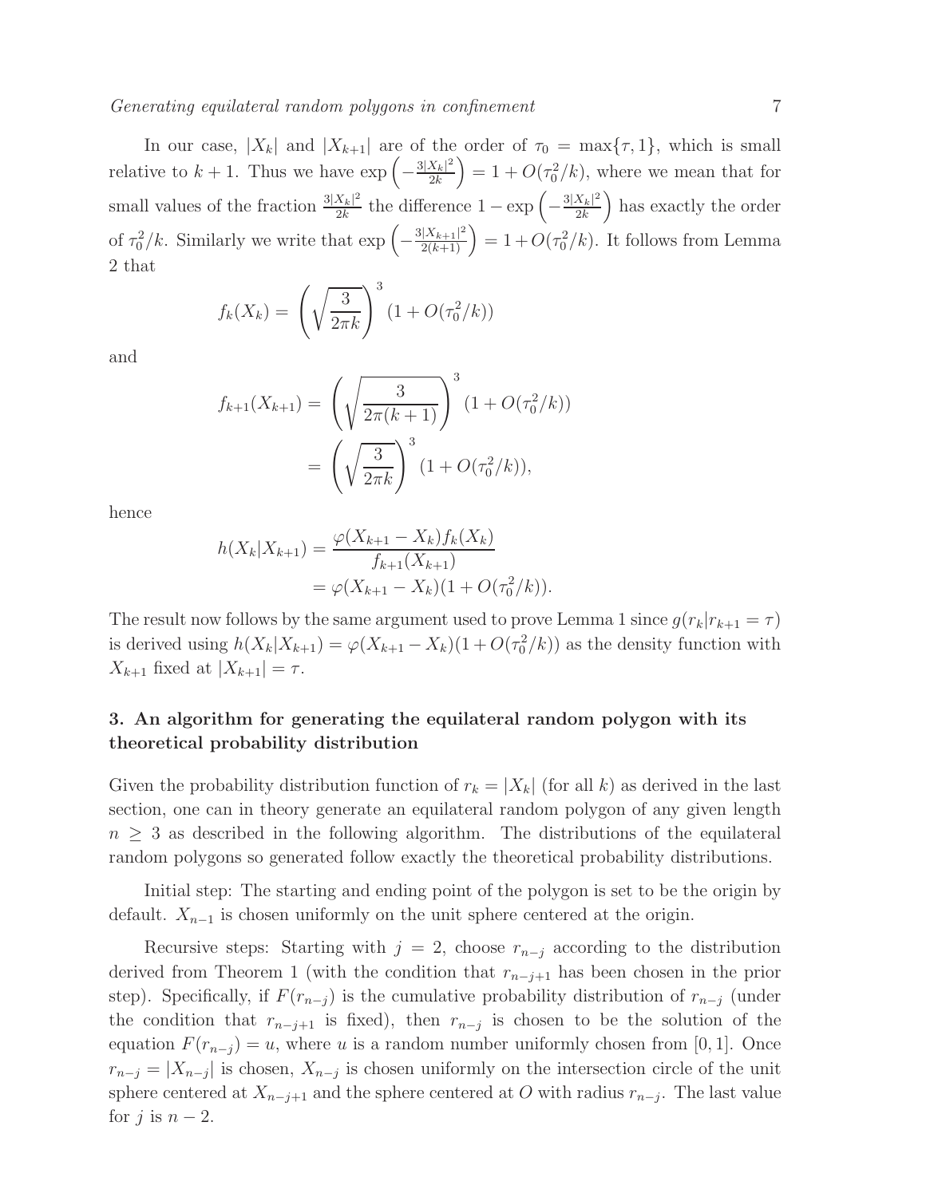In our case, $|X_k|$ and $|X_{k+1}|$ are of the order of $\tau_0 = \max\{\tau, 1\}$, which is small relative to $k+1$. Thus we have $\exp\left(-\frac{3|X_k|^2}{2k}\right) = 1 + O(\tau_0^2/k)$, where we mean that for small values of the fraction $\frac{3|X_k|^2}{2k}$ the difference $1 - \exp\left(-\frac{3|X_k|^2}{2k}\right)$ has exactly the order of $\tau_0^2/k$. Similarly we write that $\exp\left(-\frac{3|X_{k+1}|^2}{2(k+1)}\right) = 1 + O(\tau_0^2/k)$. It follows from Lemma 2 that

$$f_k(X_k) = \left(\sqrt{\frac{3}{2\pi k}}\right)^3 (1 + O(\tau_0^2/k))$$

and

$$\begin{aligned} f_{k+1}(X_{k+1}) &= \left(\sqrt{\frac{3}{2\pi(k+1)}}\right)^3 (1 + O(\tau_0^2/k)) \\ &= \left(\sqrt{\frac{3}{2\pi k}}\right)^3 (1 + O(\tau_0^2/k)), \end{aligned}$$

hence

$$\begin{aligned} h(X_k|X_{k+1}) &= \frac{\varphi(X_{k+1} - X_k) f_k(X_k)}{f_{k+1}(X_{k+1})} \\ &= \varphi(X_{k+1} - X_k)(1 + O(\tau_0^2/k)). \end{aligned}$$

The result now follows by the same argument used to prove Lemma 1 since $g(r_k|r_{k+1} = \tau)$ is derived using $h(X_k|X_{k+1}) = \varphi(X_{k+1} - X_k)(1 + O(\tau_0^2/k))$ as the density function with $X_{k+1}$ fixed at $|X_{k+1}| = \tau$.

## 3. An algorithm for generating the equilateral random polygon with its theoretical probability distribution

Given the probability distribution function of $r_k = |X_k|$ (for all $k$) as derived in the last section, one can in theory generate an equilateral random polygon of any given length $n \geq 3$ as described in the following algorithm. The distributions of the equilateral random polygons so generated follow exactly the theoretical probability distributions.

Initial step: The starting and ending point of the polygon is set to be the origin by default. $X_{n-1}$ is chosen uniformly on the unit sphere centered at the origin.

Recursive steps: Starting with $j = 2$, choose $r_{n-j}$ according to the distribution derived from Theorem 1 (with the condition that $r_{n-j+1}$ has been chosen in the prior step). Specifically, if $F(r_{n-j})$ is the cumulative probability distribution of $r_{n-j}$ (under the condition that $r_{n-j+1}$ is fixed), then $r_{n-j}$ is chosen to be the solution of the equation $F(r_{n-j}) = u$, where $u$ is a random number uniformly chosen from $[0, 1]$. Once $r_{n-j} = |X_{n-j}|$ is chosen, $X_{n-j}$ is chosen uniformly on the intersection circle of the unit sphere centered at $X_{n-j+1}$ and the sphere centered at $O$ with radius $r_{n-j}$. The last value for $j$ is $n - 2$.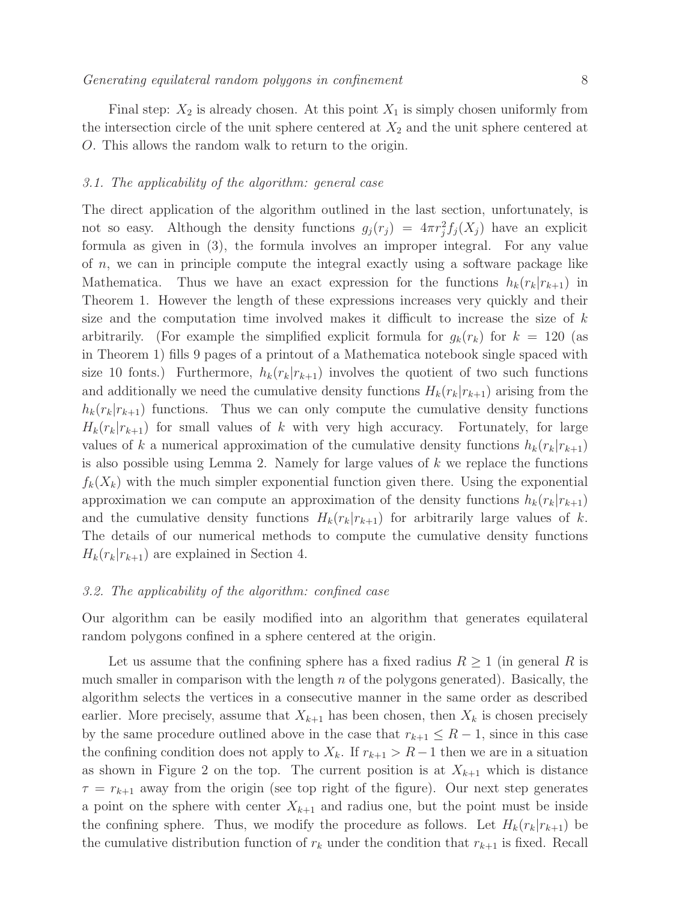Final step: $X_2$ is already chosen. At this point $X_1$ is simply chosen uniformly from the intersection circle of the unit sphere centered at $X_2$ and the unit sphere centered at $O$. This allows the random walk to return to the origin.

### *3.1. The applicability of the algorithm: general case*

The direct application of the algorithm outlined in the last section, unfortunately, is not so easy. Although the density functions $g_j(r_j) = 4\pi r_j^2 f_j(X_j)$ have an explicit formula as given in (3), the formula involves an improper integral. For any value of $n$, we can in principle compute the integral exactly using a software package like Mathematica. Thus we have an exact expression for the functions $h_k(r_k|r_{k+1})$ in Theorem 1. However the length of these expressions increases very quickly and their size and the computation time involved makes it difficult to increase the size of $k$ arbitrarily. (For example the simplified explicit formula for $g_k(r_k)$ for $k = 120$ (as in Theorem 1) fills 9 pages of a printout of a Mathematica notebook single spaced with size 10 fonts.) Furthermore, $h_k(r_k|r_{k+1})$ involves the quotient of two such functions and additionally we need the cumulative density functions $H_k(r_k|r_{k+1})$ arising from the $h_k(r_k|r_{k+1})$ functions. Thus we can only compute the cumulative density functions $H_k(r_k|r_{k+1})$ for small values of $k$ with very high accuracy. Fortunately, for large values of $k$ a numerical approximation of the cumulative density functions $h_k(r_k|r_{k+1})$ is also possible using Lemma 2. Namely for large values of $k$ we replace the functions $f_k(X_k)$ with the much simpler exponential function given there. Using the exponential approximation we can compute an approximation of the density functions $h_k(r_k|r_{k+1})$ and the cumulative density functions $H_k(r_k|r_{k+1})$ for arbitrarily large values of $k$. The details of our numerical methods to compute the cumulative density functions $H_k(r_k|r_{k+1})$ are explained in Section 4.

### *3.2. The applicability of the algorithm: confined case*

Our algorithm can be easily modified into an algorithm that generates equilateral random polygons confined in a sphere centered at the origin.

Let us assume that the confining sphere has a fixed radius $R \geq 1$ (in general $R$ is much smaller in comparison with the length $n$ of the polygons generated). Basically, the algorithm selects the vertices in a consecutive manner in the same order as described earlier. More precisely, assume that $X_{k+1}$ has been chosen, then $X_k$ is chosen precisely by the same procedure outlined above in the case that $r_{k+1} \leq R - 1$, since in this case the confining condition does not apply to $X_k$. If $r_{k+1} > R-1$ then we are in a situation as shown in Figure 2 on the top. The current position is at $X_{k+1}$ which is distance $\tau = r_{k+1}$ away from the origin (see top right of the figure). Our next step generates a point on the sphere with center $X_{k+1}$ and radius one, but the point must be inside the confining sphere. Thus, we modify the procedure as follows. Let $H_k(r_k|r_{k+1})$ be the cumulative distribution function of $r_k$ under the condition that $r_{k+1}$ is fixed. Recall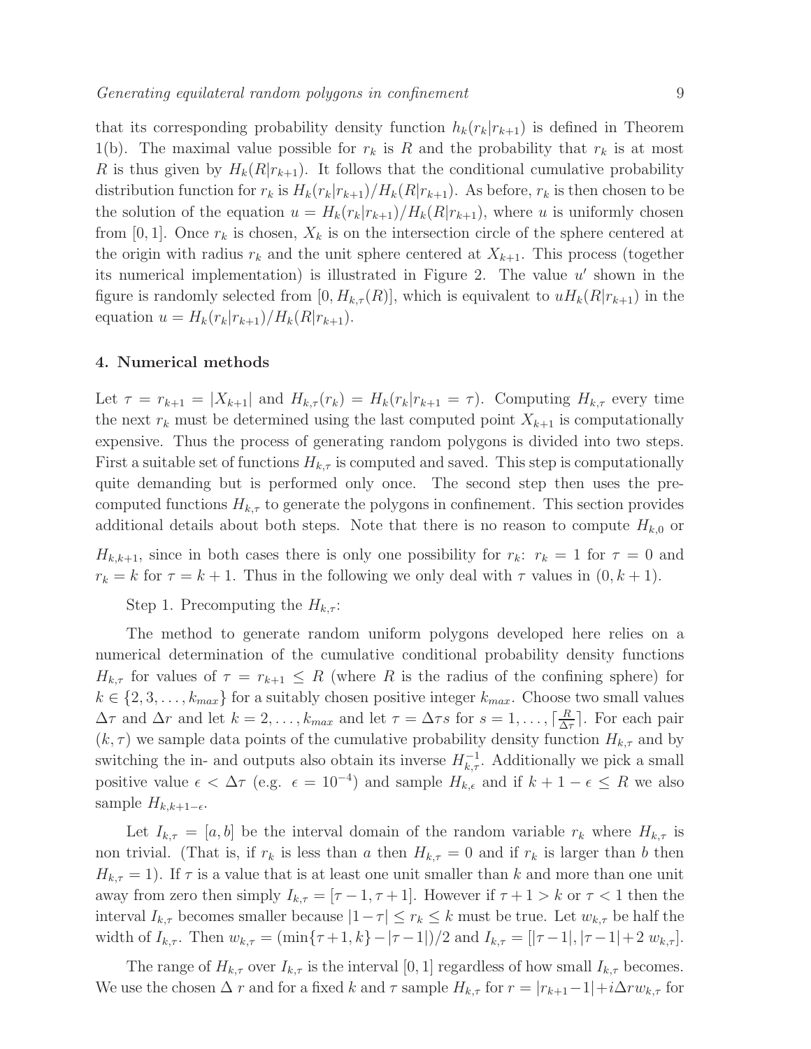that its corresponding probability density function $h_k(r_k|r_{k+1})$ is defined in Theorem 1(b). The maximal value possible for $r_k$ is $R$ and the probability that $r_k$ is at most $R$ is thus given by $H_k(R|r_{k+1})$. It follows that the conditional cumulative probability distribution function for $r_k$ is $H_k(r_k|r_{k+1})/H_k(R|r_{k+1})$. As before, $r_k$ is then chosen to be the solution of the equation $u = H_k(r_k|r_{k+1})/H_k(R|r_{k+1})$, where $u$ is uniformly chosen from $[0, 1]$. Once $r_k$ is chosen, $X_k$ is on the intersection circle of the sphere centered at the origin with radius $r_k$ and the unit sphere centered at $X_{k+1}$. This process (together its numerical implementation) is illustrated in Figure 2. The value $u'$ shown in the figure is randomly selected from $[0, H_{k,\tau}(R)]$, which is equivalent to $uH_k(R|r_{k+1})$ in the equation $u = H_k(r_k|r_{k+1})/H_k(R|r_{k+1})$.

## 4. Numerical methods

Let $\tau = r_{k+1} = |X_{k+1}|$ and $H_{k,\tau}(r_k) = H_k(r_k|r_{k+1} = \tau)$. Computing $H_{k,\tau}$ every time the next $r_k$ must be determined using the last computed point $X_{k+1}$ is computationally expensive. Thus the process of generating random polygons is divided into two steps. First a suitable set of functions $H_{k,\tau}$ is computed and saved. This step is computationally quite demanding but is performed only once. The second step then uses the pre-computed functions $H_{k,\tau}$ to generate the polygons in confinement. This section provides additional details about both steps. Note that there is no reason to compute $H_{k,0}$ or $H_{k,k+1}$, since in both cases there is only one possibility for $r_k$: $r_k = 1$ for $\tau = 0$ and $r_k = k$ for $\tau = k + 1$. Thus in the following we only deal with $\tau$ values in $(0, k + 1)$.

Step 1. Precomputing the $H_{k,\tau}$:

The method to generate random uniform polygons developed here relies on a numerical determination of the cumulative conditional probability density functions $H_{k,\tau}$ for values of $\tau = r_{k+1} \leq R$ (where $R$ is the radius of the confining sphere) for $k \in \{2, 3, \ldots, k_{max}\}$ for a suitably chosen positive integer $k_{max}$. Choose two small values $\Delta\tau$ and $\Delta r$ and let $k = 2, \ldots, k_{max}$ and let $\tau = \Delta\tau s$ for $s = 1, \ldots, \lceil \frac{R}{\Delta\tau} \rceil$. For each pair $(k, \tau)$ we sample data points of the cumulative probability density function $H_{k,\tau}$ and by switching the in- and outputs also obtain its inverse $H^{-1}_{k,\tau}$. Additionally we pick a small positive value $\epsilon < \Delta\tau$ (e.g. $\epsilon = 10^{-4}$) and sample $H_{k,\epsilon}$ and if $k + 1 - \epsilon \leq R$ we also sample $H_{k,k+1-\epsilon}$.

Let $I_{k,\tau} = [a, b]$ be the interval domain of the random variable $r_k$ where $H_{k,\tau}$ is non trivial. (That is, if $r_k$ is less than $a$ then $H_{k,\tau} = 0$ and if $r_k$ is larger than $b$ then $H_{k,\tau} = 1$). If $\tau$ is a value that is at least one unit smaller than $k$ and more than one unit away from zero then simply $I_{k,\tau} = [\tau - 1, \tau + 1]$. However if $\tau + 1 > k$ or $\tau < 1$ then the interval $I_{k,\tau}$ becomes smaller because $|1 - \tau| \leq r_k \leq k$ must be true. Let $w_{k,\tau}$ be half the width of $I_{k,\tau}$. Then $w_{k,\tau} = (\min\{\tau + 1, k\} - |\tau - 1|)/2$ and $I_{k,\tau} = [|\tau - 1|, |\tau - 1| + 2\, w_{k,\tau}]$.

The range of $H_{k,\tau}$ over $I_{k,\tau}$ is the interval $[0, 1]$ regardless of how small $I_{k,\tau}$ becomes. We use the chosen $\Delta\, r$ and for a fixed $k$ and $\tau$ sample $H_{k,\tau}$ for $r = |r_{k+1} - 1| + i\Delta r w_{k,\tau}$ for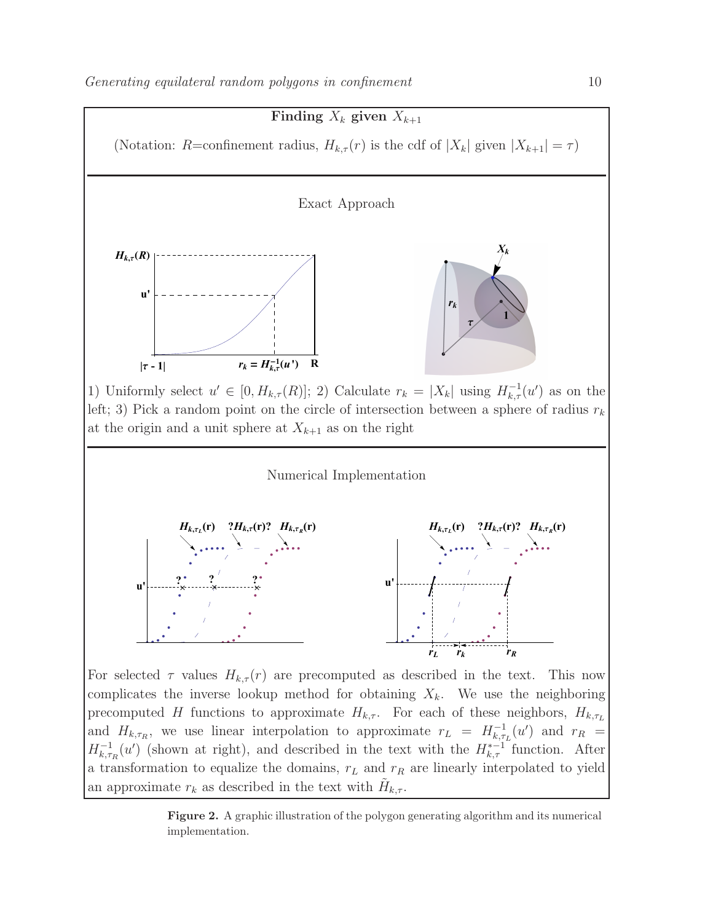**Finding $X_k$ given $X_{k+1}$**

(Notation: $R$=confinement radius, $H_{k,\tau}(r)$ is the cdf of $|X_k|$ given $|X_{k+1}| = \tau$)

Exact Approach

1) Uniformly select $u' \in [0, H_{k,\tau}(R)]$; 2) Calculate $r_k = |X_k|$ using $H_{k,\tau}^{-1}(u')$ as on the left; 3) Pick a random point on the circle of intersection between a sphere of radius $r_k$ at the origin and a unit sphere at $X_{k+1}$ as on the right

Numerical Implementation

For selected $\tau$ values $H_{k,\tau}(r)$ are precomputed as described in the text. This now complicates the inverse lookup method for obtaining $X_k$. We use the neighboring precomputed $H$ functions to approximate $H_{k,\tau}$. For each of these neighbors, $H_{k,\tau_L}$ and $H_{k,\tau_R}$, we use linear interpolation to approximate $r_L = H_{k,\tau_L}^{-1}(u')$ and $r_R = H_{k,\tau_R}^{-1}(u')$ (shown at right), and described in the text with the $H_{k,\tau}^{*-1}$ function. After a transformation to equalize the domains, $r_L$ and $r_R$ are linearly interpolated to yield an approximate $r_k$ as described in the text with $\tilde{H}_{k,\tau}$.

**Figure 2.** A graphic illustration of the polygon generating algorithm and its numerical implementation.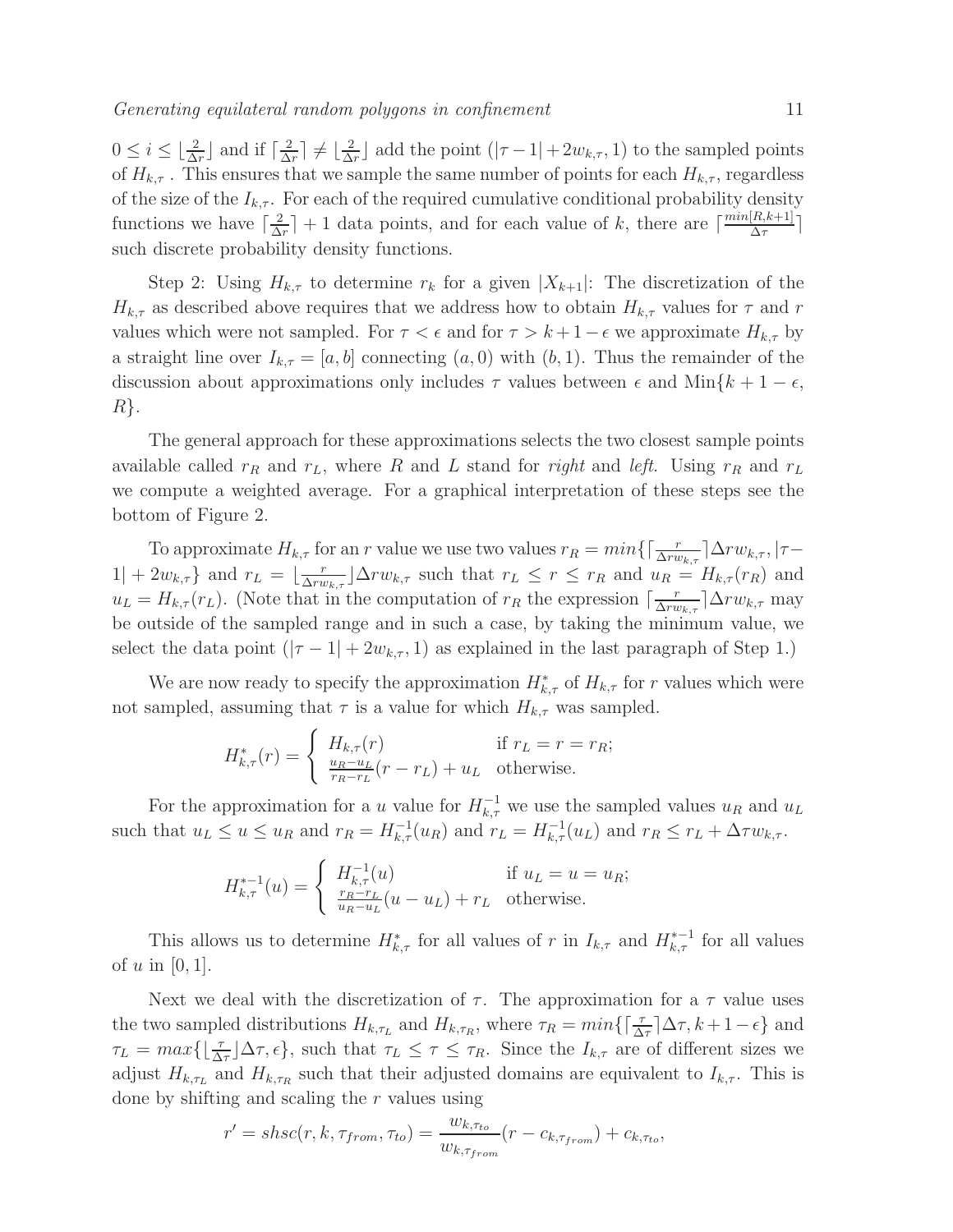$0 \leq i \leq \lfloor \frac{2}{\Delta r} \rfloor$ and if $\lceil \frac{2}{\Delta r} \rceil \neq \lfloor \frac{2}{\Delta r} \rfloor$ add the point $(|\tau - 1| + 2w_{k,\tau}, 1)$ to the sampled points of $H_{k,\tau}$ . This ensures that we sample the same number of points for each $H_{k,\tau}$, regardless of the size of the $I_{k,\tau}$. For each of the required cumulative conditional probability density functions we have $\lceil \frac{2}{\Delta r} \rceil + 1$ data points, and for each value of $k$, there are $\lceil \frac{min[R,k+1]}{\Delta \tau} \rceil$ such discrete probability density functions.

Step 2: Using $H_{k,\tau}$ to determine $r_k$ for a given $|X_{k+1}|$: The discretization of the $H_{k,\tau}$ as described above requires that we address how to obtain $H_{k,\tau}$ values for $\tau$ and $r$ values which were not sampled. For $\tau < \epsilon$ and for $\tau > k+1-\epsilon$ we approximate $H_{k,\tau}$ by a straight line over $I_{k,\tau} = [a,b]$ connecting $(a,0)$ with $(b,1)$. Thus the remainder of the discussion about approximations only includes $\tau$ values between $\epsilon$ and Min$\{k+1-\epsilon, R\}$.

The general approach for these approximations selects the two closest sample points available called $r_R$ and $r_L$, where $R$ and $L$ stand for *right* and *left*. Using $r_R$ and $r_L$ we compute a weighted average. For a graphical interpretation of these steps see the bottom of Figure 2.

To approximate $H_{k,\tau}$ for an $r$ value we use two values $r_R = min\{\lceil \frac{r}{\Delta r w_{k,\tau}} \rceil \Delta r w_{k,\tau}, |\tau - 1| + 2w_{k,\tau}\}$ and $r_L = \lfloor \frac{r}{\Delta r w_{k,\tau}} \rfloor \Delta r w_{k,\tau}$ such that $r_L \leq r \leq r_R$ and $u_R = H_{k,\tau}(r_R)$ and $u_L = H_{k,\tau}(r_L)$. (Note that in the computation of $r_R$ the expression $\lceil \frac{r}{\Delta r w_{k,\tau}} \rceil \Delta r w_{k,\tau}$ may be outside of the sampled range and in such a case, by taking the minimum value, we select the data point $(|\tau - 1| + 2w_{k,\tau}, 1)$ as explained in the last paragraph of Step 1.)

We are now ready to specify the approximation $H^*_{k,\tau}$ of $H_{k,\tau}$ for $r$ values which were not sampled, assuming that $\tau$ is a value for which $H_{k,\tau}$ was sampled.

$$H^*_{k,\tau}(r) = \begin{cases} H_{k,\tau}(r) & \text{if } r_L = r = r_R; \\ \frac{u_R - u_L}{r_R - r_L}(r - r_L) + u_L & \text{otherwise.} \end{cases}$$

For the approximation for a $u$ value for $H^{-1}_{k,\tau}$ we use the sampled values $u_R$ and $u_L$ such that $u_L \leq u \leq u_R$ and $r_R = H^{-1}_{k,\tau}(u_R)$ and $r_L = H^{-1}_{k,\tau}(u_L)$ and $r_R \leq r_L + \Delta\tau w_{k,\tau}$.

$$H^{*-1}_{k,\tau}(u) = \begin{cases} H^{-1}_{k,\tau}(u) & \text{if } u_L = u = u_R; \\ \frac{r_R - r_L}{u_R - u_L}(u - u_L) + r_L & \text{otherwise.} \end{cases}$$

This allows us to determine $H^*_{k,\tau}$ for all values of $r$ in $I_{k,\tau}$ and $H^{*-1}_{k,\tau}$ for all values of $u$ in $[0,1]$.

Next we deal with the discretization of $\tau$. The approximation for a $\tau$ value uses the two sampled distributions $H_{k,\tau_L}$ and $H_{k,\tau_R}$, where $\tau_R = min\{\lceil \frac{\tau}{\Delta \tau} \rceil \Delta\tau, k+1-\epsilon\}$ and $\tau_L = max\{\lfloor \frac{\tau}{\Delta \tau} \rfloor \Delta\tau, \epsilon\}$, such that $\tau_L \leq \tau \leq \tau_R$. Since the $I_{k,\tau}$ are of different sizes we adjust $H_{k,\tau_L}$ and $H_{k,\tau_R}$ such that their adjusted domains are equivalent to $I_{k,\tau}$. This is done by shifting and scaling the $r$ values using

$$r' = shsc(r, k, \tau_{from}, \tau_{to}) = \frac{w_{k,\tau_{to}}}{w_{k,\tau_{from}}}(r - c_{k,\tau_{from}}) + c_{k,\tau_{to}},$$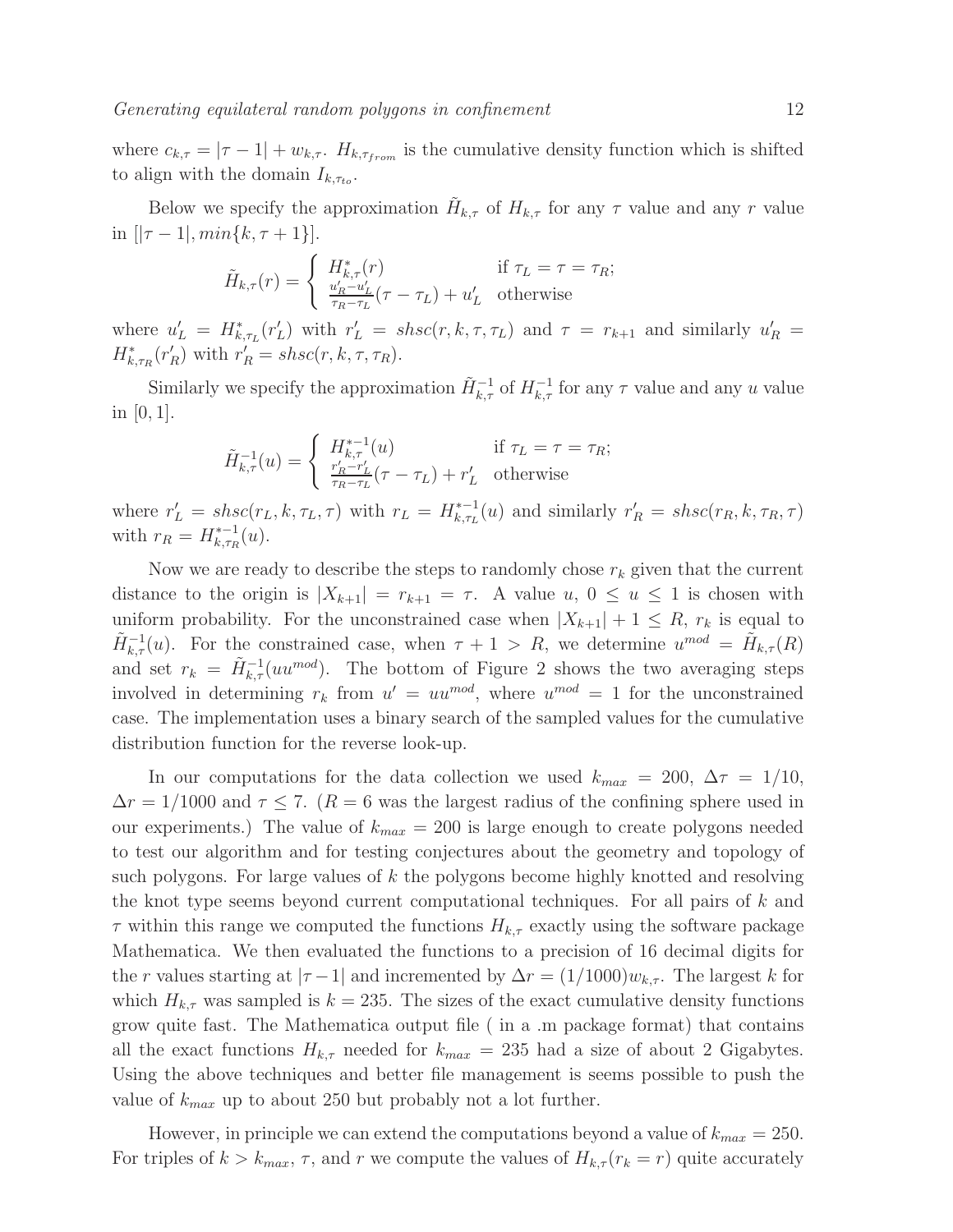where $c_{k,\tau} = |\tau - 1| + w_{k,\tau}$. $H_{k,\tau_{from}}$ is the cumulative density function which is shifted to align with the domain $I_{k,\tau_{to}}$.

Below we specify the approximation $\tilde{H}_{k,\tau}$ of $H_{k,\tau}$ for any $\tau$ value and any $r$ value in $[|\tau - 1|, min\{k, \tau + 1\}]$.

$$\tilde{H}_{k,\tau}(r) = \begin{cases} H^*_{k,\tau}(r) & \text{if } \tau_L = \tau = \tau_R; \\ \frac{u'_R - u'_L}{\tau_R - \tau_L}(\tau - \tau_L) + u'_L & \text{otherwise} \end{cases}$$

where $u'_L = H^*_{k,\tau_L}(r'_L)$ with $r'_L = shsc(r, k, \tau, \tau_L)$ and $\tau = r_{k+1}$ and similarly $u'_R = H^*_{k,\tau_R}(r'_R)$ with $r'_R = shsc(r, k, \tau, \tau_R)$.

Similarly we specify the approximation $\tilde{H}^{-1}_{k,\tau}$ of $H^{-1}_{k,\tau}$ for any $\tau$ value and any $u$ value in $[0, 1]$.

$$\tilde{H}^{-1}_{k,\tau}(u) = \begin{cases} H^{*-1}_{k,\tau}(u) & \text{if } \tau_L = \tau = \tau_R; \\ \frac{r'_R - r'_L}{\tau_R - \tau_L}(\tau - \tau_L) + r'_L & \text{otherwise} \end{cases}$$

where $r'_L = shsc(r_L, k, \tau_L, \tau)$ with $r_L = H^{*-1}_{k,\tau_L}(u)$ and similarly $r'_R = shsc(r_R, k, \tau_R, \tau)$ with $r_R = H^{*-1}_{k,\tau_R}(u)$.

Now we are ready to describe the steps to randomly chose $r_k$ given that the current distance to the origin is $|X_{k+1}| = r_{k+1} = \tau$. A value $u$, $0 \le u \le 1$ is chosen with uniform probability. For the unconstrained case when $|X_{k+1}| + 1 \le R$, $r_k$ is equal to $\tilde{H}^{-1}_{k,\tau}(u)$. For the constrained case, when $\tau + 1 > R$, we determine $u^{mod} = \tilde{H}_{k,\tau}(R)$ and set $r_k = \tilde{H}^{-1}_{k,\tau}(uu^{mod})$. The bottom of Figure 2 shows the two averaging steps involved in determining $r_k$ from $u' = uu^{mod}$, where $u^{mod} = 1$ for the unconstrained case. The implementation uses a binary search of the sampled values for the cumulative distribution function for the reverse look-up.

In our computations for the data collection we used $k_{max} = 200$, $\Delta\tau = 1/10$, $\Delta r = 1/1000$ and $\tau \le 7$. ($R = 6$ was the largest radius of the confining sphere used in our experiments.) The value of $k_{max} = 200$ is large enough to create polygons needed to test our algorithm and for testing conjectures about the geometry and topology of such polygons. For large values of $k$ the polygons become highly knotted and resolving the knot type seems beyond current computational techniques. For all pairs of $k$ and $\tau$ within this range we computed the functions $H_{k,\tau}$ exactly using the software package Mathematica. We then evaluated the functions to a precision of 16 decimal digits for the $r$ values starting at $|\tau - 1|$ and incremented by $\Delta r = (1/1000)w_{k,\tau}$. The largest $k$ for which $H_{k,\tau}$ was sampled is $k = 235$. The sizes of the exact cumulative density functions grow quite fast. The Mathematica output file ( in a .m package format) that contains all the exact functions $H_{k,\tau}$ needed for $k_{max} = 235$ had a size of about 2 Gigabytes. Using the above techniques and better file management is seems possible to push the value of $k_{max}$ up to about 250 but probably not a lot further.

However, in principle we can extend the computations beyond a value of $k_{max} = 250$. For triples of $k > k_{max}$, $\tau$, and $r$ we compute the values of $H_{k,\tau}(r_k = r)$ quite accurately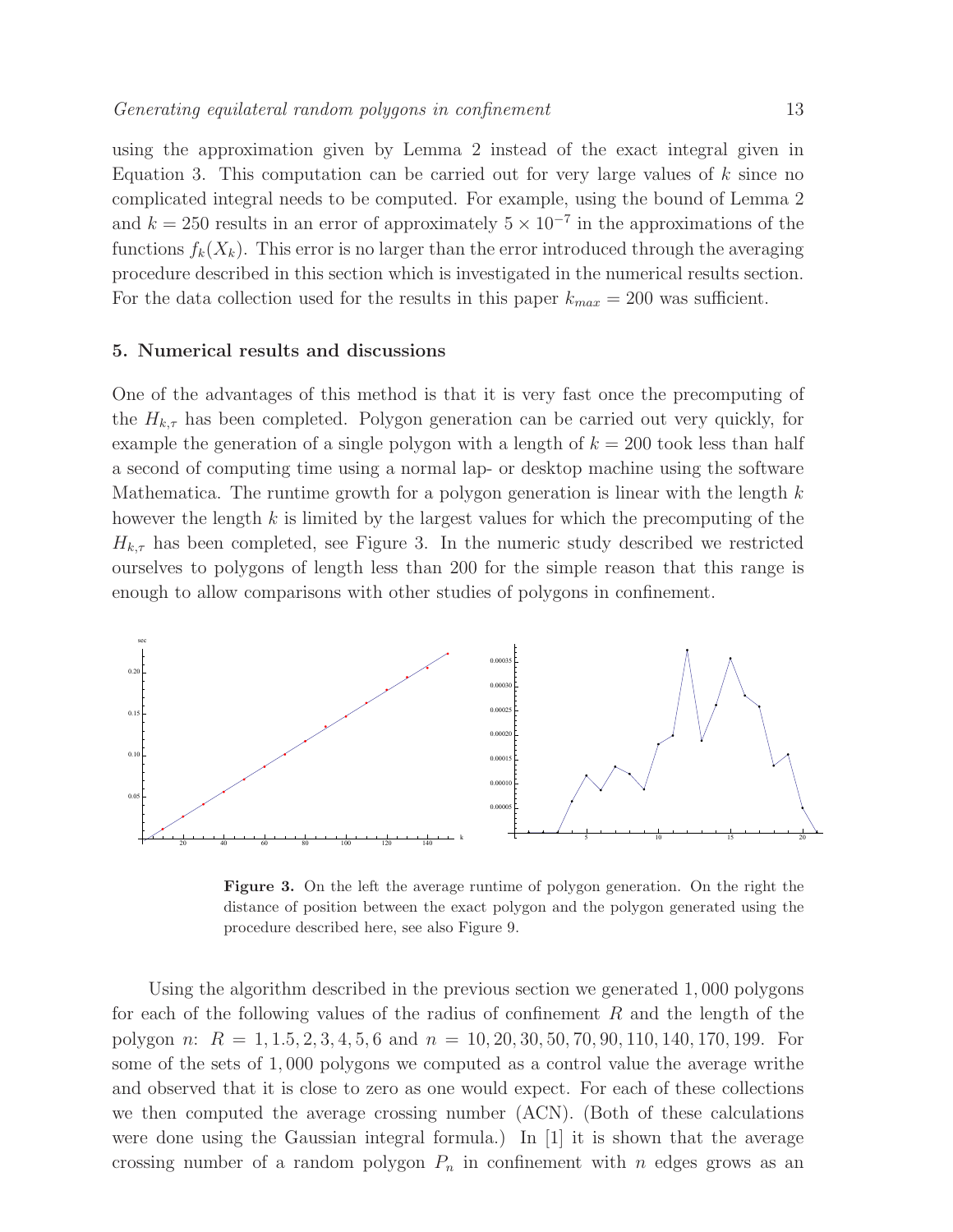using the approximation given by Lemma 2 instead of the exact integral given in Equation 3. This computation can be carried out for very large values of $k$ since no complicated integral needs to be computed. For example, using the bound of Lemma 2 and $k = 250$ results in an error of approximately $5 \times 10^{-7}$ in the approximations of the functions $f_k(X_k)$. This error is no larger than the error introduced through the averaging procedure described in this section which is investigated in the numerical results section. For the data collection used for the results in this paper $k_{max} = 200$ was sufficient.

## 5. Numerical results and discussions

One of the advantages of this method is that it is very fast once the precomputing of the $H_{k,\tau}$ has been completed. Polygon generation can be carried out very quickly, for example the generation of a single polygon with a length of $k = 200$ took less than half a second of computing time using a normal lap- or desktop machine using the software Mathematica. The runtime growth for a polygon generation is linear with the length $k$ however the length $k$ is limited by the largest values for which the precomputing of the $H_{k,\tau}$ has been completed, see Figure 3. In the numeric study described we restricted ourselves to polygons of length less than 200 for the simple reason that this range is enough to allow comparisons with other studies of polygons in confinement.

**Figure 3.** On the left the average runtime of polygon generation. On the right the distance of position between the exact polygon and the polygon generated using the procedure described here, see also Figure 9.

Using the algorithm described in the previous section we generated 1,000 polygons for each of the following values of the radius of confinement $R$ and the length of the polygon $n$: $R = 1, 1.5, 2, 3, 4, 5, 6$ and $n = 10, 20, 30, 50, 70, 90, 110, 140, 170, 199$. For some of the sets of 1,000 polygons we computed as a control value the average writhe and observed that it is close to zero as one would expect. For each of these collections we then computed the average crossing number (ACN). (Both of these calculations were done using the Gaussian integral formula.) In [1] it is shown that the average crossing number of a random polygon $P_n$ in confinement with $n$ edges grows as an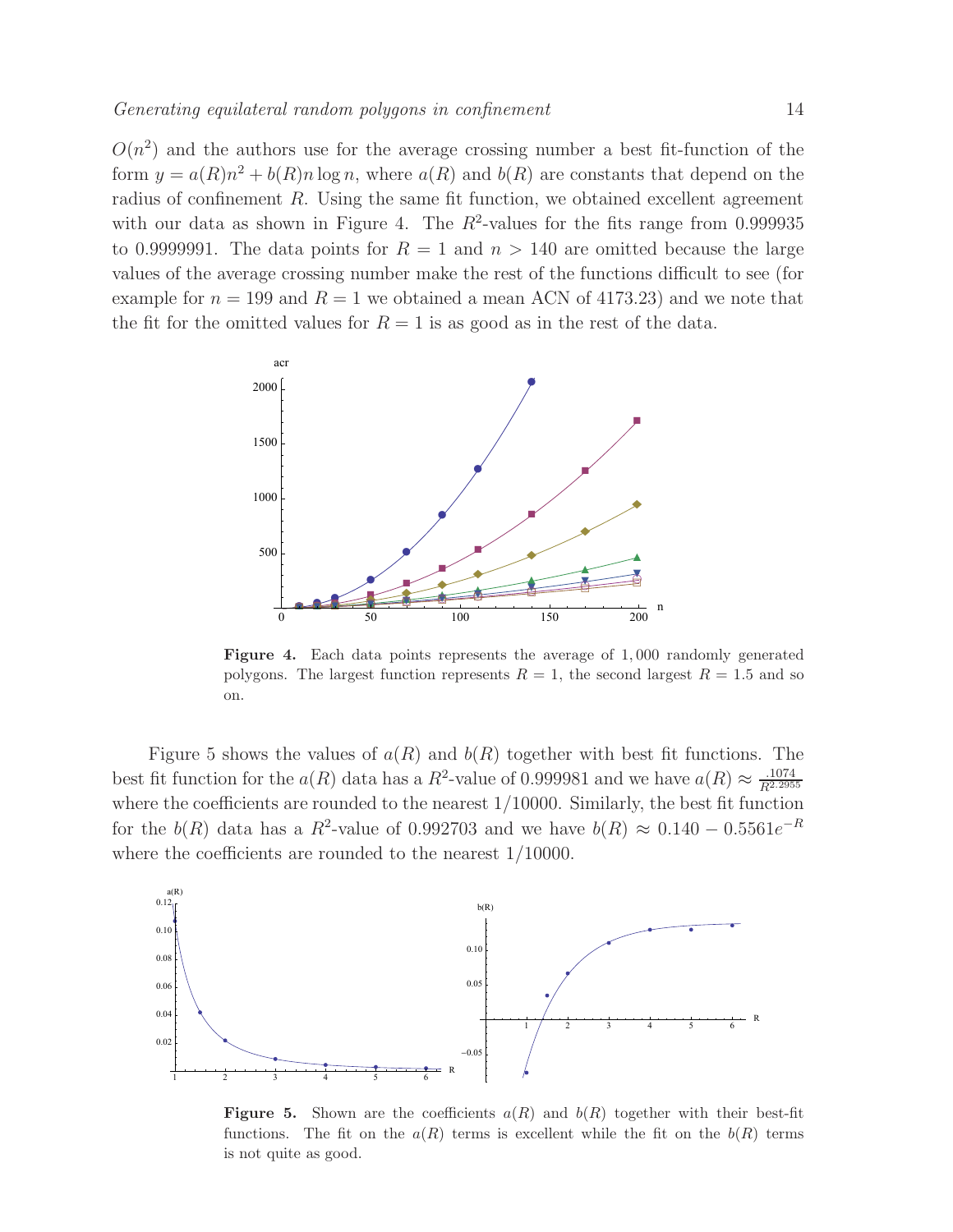$O(n^2)$ and the authors use for the average crossing number a best fit-function of the form $y = a(R)n^2 + b(R)n \log n$, where $a(R)$ and $b(R)$ are constants that depend on the radius of confinement $R$. Using the same fit function, we obtained excellent agreement with our data as shown in Figure 4. The $R^2$-values for the fits range from 0.999935 to 0.9999991. The data points for $R = 1$ and $n > 140$ are omitted because the large values of the average crossing number make the rest of the functions difficult to see (for example for $n = 199$ and $R = 1$ we obtained a mean ACN of 4173.23) and we note that the fit for the omitted values for $R = 1$ is as good as in the rest of the data.

**Figure 4.** Each data points represents the average of 1,000 randomly generated polygons. The largest function represents $R = 1$, the second largest $R = 1.5$ and so on.

Figure 5 shows the values of $a(R)$ and $b(R)$ together with best fit functions. The best fit function for the $a(R)$ data has a $R^2$-value of 0.999981 and we have $a(R) \approx \frac{.1074}{R^{2.2955}}$ where the coefficients are rounded to the nearest 1/10000. Similarly, the best fit function for the $b(R)$ data has a $R^2$-value of 0.992703 and we have $b(R) \approx 0.140 - 0.5561e^{-R}$ where the coefficients are rounded to the nearest 1/10000.

**Figure 5.** Shown are the coefficients $a(R)$ and $b(R)$ together with their best-fit functions. The fit on the $a(R)$ terms is excellent while the fit on the $b(R)$ terms is not quite as good.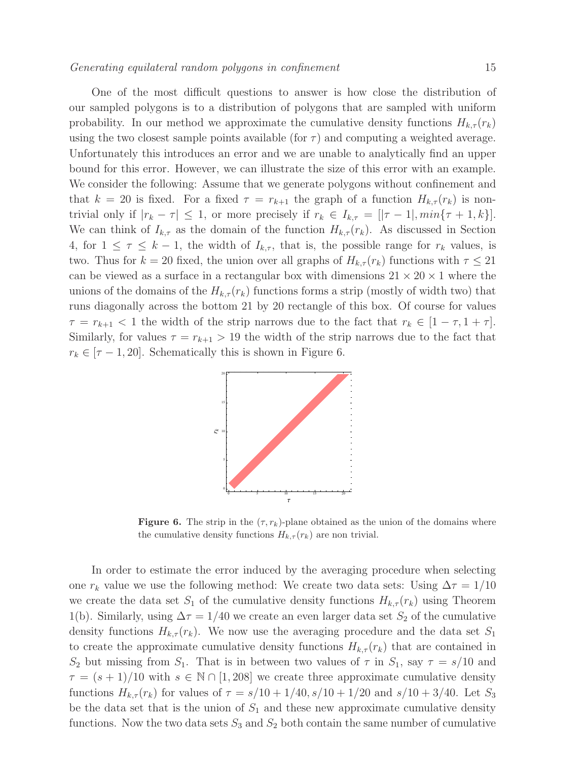One of the most difficult questions to answer is how close the distribution of our sampled polygons is to a distribution of polygons that are sampled with uniform probability. In our method we approximate the cumulative density functions $H_{k,\tau}(r_k)$ using the two closest sample points available (for $\tau$) and computing a weighted average. Unfortunately this introduces an error and we are unable to analytically find an upper bound for this error. However, we can illustrate the size of this error with an example. We consider the following: Assume that we generate polygons without confinement and that $k = 20$ is fixed. For a fixed $\tau = r_{k+1}$ the graph of a function $H_{k,\tau}(r_k)$ is non-trivial only if $|r_k - \tau| \leq 1$, or more precisely if $r_k \in I_{k,\tau} = [|\tau - 1|, min\{\tau + 1, k\}]$. We can think of $I_{k,\tau}$ as the domain of the function $H_{k,\tau}(r_k)$. As discussed in Section 4, for $1 \leq \tau \leq k - 1$, the width of $I_{k,\tau}$, that is, the possible range for $r_k$ values, is two. Thus for $k = 20$ fixed, the union over all graphs of $H_{k,\tau}(r_k)$ functions with $\tau \leq 21$ can be viewed as a surface in a rectangular box with dimensions $21 \times 20 \times 1$ where the unions of the domains of the $H_{k,\tau}(r_k)$ functions forms a strip (mostly of width two) that runs diagonally across the bottom 21 by 20 rectangle of this box. Of course for values $\tau = r_{k+1} < 1$ the width of the strip narrows due to the fact that $r_k \in [1 - \tau, 1 + \tau]$. Similarly, for values $\tau = r_{k+1} > 19$ the width of the strip narrows due to the fact that $r_k \in [\tau - 1, 20]$. Schematically this is shown in Figure 6.

**Figure 6.** The strip in the $(\tau, r_k)$-plane obtained as the union of the domains where the cumulative density functions $H_{k,\tau}(r_k)$ are non trivial.

In order to estimate the error induced by the averaging procedure when selecting one $r_k$ value we use the following method: We create two data sets: Using $\Delta\tau = 1/10$ we create the data set $S_1$ of the cumulative density functions $H_{k,\tau}(r_k)$ using Theorem 1(b). Similarly, using $\Delta\tau = 1/40$ we create an even larger data set $S_2$ of the cumulative density functions $H_{k,\tau}(r_k)$. We now use the averaging procedure and the data set $S_1$ to create the approximate cumulative density functions $H_{k,\tau}(r_k)$ that are contained in $S_2$ but missing from $S_1$. That is in between two values of $\tau$ in $S_1$, say $\tau = s/10$ and $\tau = (s+1)/10$ with $s \in \mathbb{N} \cap [1, 208]$ we create three approximate cumulative density functions $H_{k,\tau}(r_k)$ for values of $\tau = s/10 + 1/40, s/10 + 1/20$ and $s/10 + 3/40$. Let $S_3$ be the data set that is the union of $S_1$ and these new approximate cumulative density functions. Now the two data sets $S_3$ and $S_2$ both contain the same number of cumulative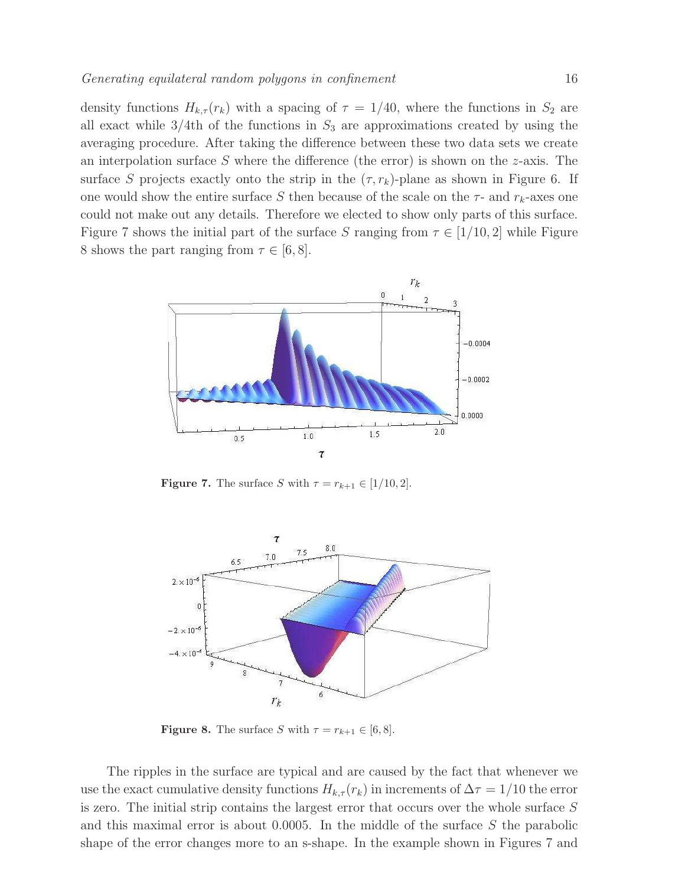density functions $H_{k,\tau}(r_k)$ with a spacing of $\tau = 1/40$, where the functions in $S_2$ are all exact while 3/4th of the functions in $S_3$ are approximations created by using the averaging procedure. After taking the difference between these two data sets we create an interpolation surface $S$ where the difference (the error) is shown on the $z$-axis. The surface $S$ projects exactly onto the strip in the $(\tau, r_k)$-plane as shown in Figure 6. If one would show the entire surface $S$ then because of the scale on the $\tau$- and $r_k$-axes one could not make out any details. Therefore we elected to show only parts of this surface. Figure 7 shows the initial part of the surface $S$ ranging from $\tau \in [1/10, 2]$ while Figure 8 shows the part ranging from $\tau \in [6, 8]$.

**Figure 7.** The surface $S$ with $\tau = r_{k+1} \in [1/10, 2]$.

**Figure 8.** The surface $S$ with $\tau = r_{k+1} \in [6, 8]$.

The ripples in the surface are typical and are caused by the fact that whenever we use the exact cumulative density functions $H_{k,\tau}(r_k)$ in increments of $\Delta\tau = 1/10$ the error is zero. The initial strip contains the largest error that occurs over the whole surface $S$ and this maximal error is about 0.0005. In the middle of the surface $S$ the parabolic shape of the error changes more to an s-shape. In the example shown in Figures 7 and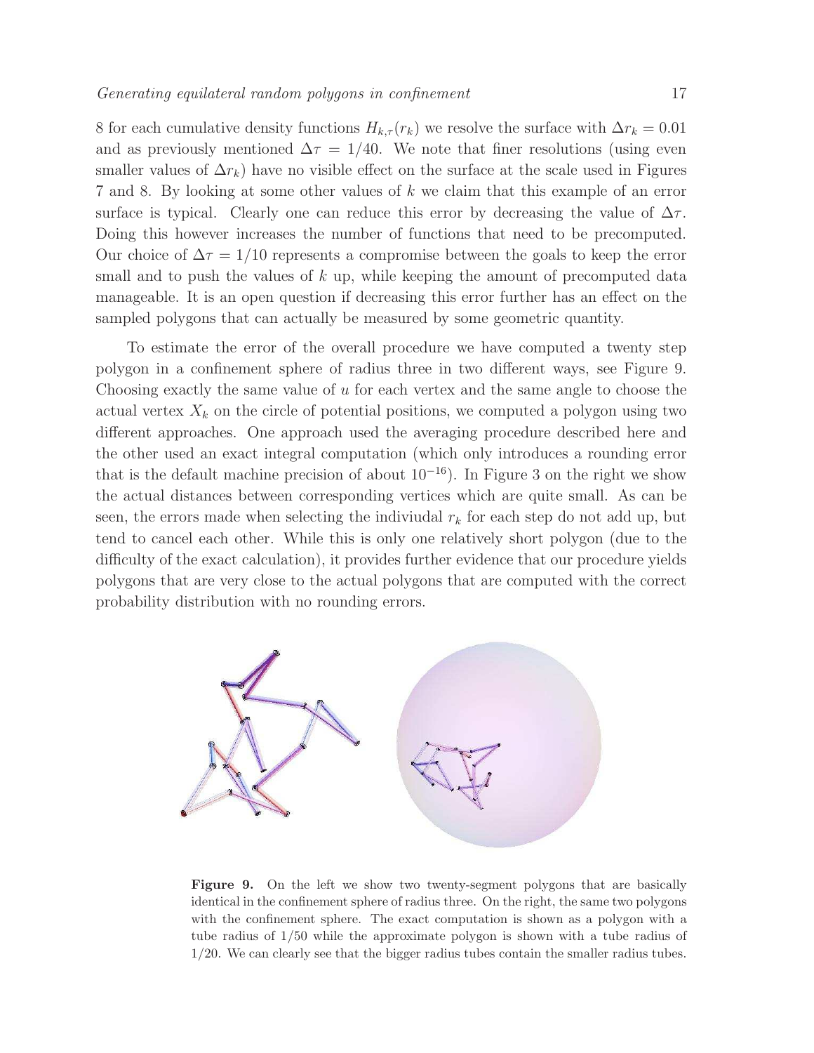8 for each cumulative density functions $H_{k,\tau}(r_k)$ we resolve the surface with $\Delta r_k = 0.01$ and as previously mentioned $\Delta\tau = 1/40$. We note that finer resolutions (using even smaller values of $\Delta r_k$) have no visible effect on the surface at the scale used in Figures 7 and 8. By looking at some other values of $k$ we claim that this example of an error surface is typical. Clearly one can reduce this error by decreasing the value of $\Delta\tau$. Doing this however increases the number of functions that need to be precomputed. Our choice of $\Delta\tau = 1/10$ represents a compromise between the goals to keep the error small and to push the values of $k$ up, while keeping the amount of precomputed data manageable. It is an open question if decreasing this error further has an effect on the sampled polygons that can actually be measured by some geometric quantity.

To estimate the error of the overall procedure we have computed a twenty step polygon in a confinement sphere of radius three in two different ways, see Figure 9. Choosing exactly the same value of $u$ for each vertex and the same angle to choose the actual vertex $X_k$ on the circle of potential positions, we computed a polygon using two different approaches. One approach used the averaging procedure described here and the other used an exact integral computation (which only introduces a rounding error that is the default machine precision of about $10^{-16}$). In Figure 3 on the right we show the actual distances between corresponding vertices which are quite small. As can be seen, the errors made when selecting the indiviudal $r_k$ for each step do not add up, but tend to cancel each other. While this is only one relatively short polygon (due to the difficulty of the exact calculation), it provides further evidence that our procedure yields polygons that are very close to the actual polygons that are computed with the correct probability distribution with no rounding errors.

**Figure 9.** On the left we show two twenty-segment polygons that are basically identical in the confinement sphere of radius three. On the right, the same two polygons with the confinement sphere. The exact computation is shown as a polygon with a tube radius of 1/50 while the approximate polygon is shown with a tube radius of 1/20. We can clearly see that the bigger radius tubes contain the smaller radius tubes.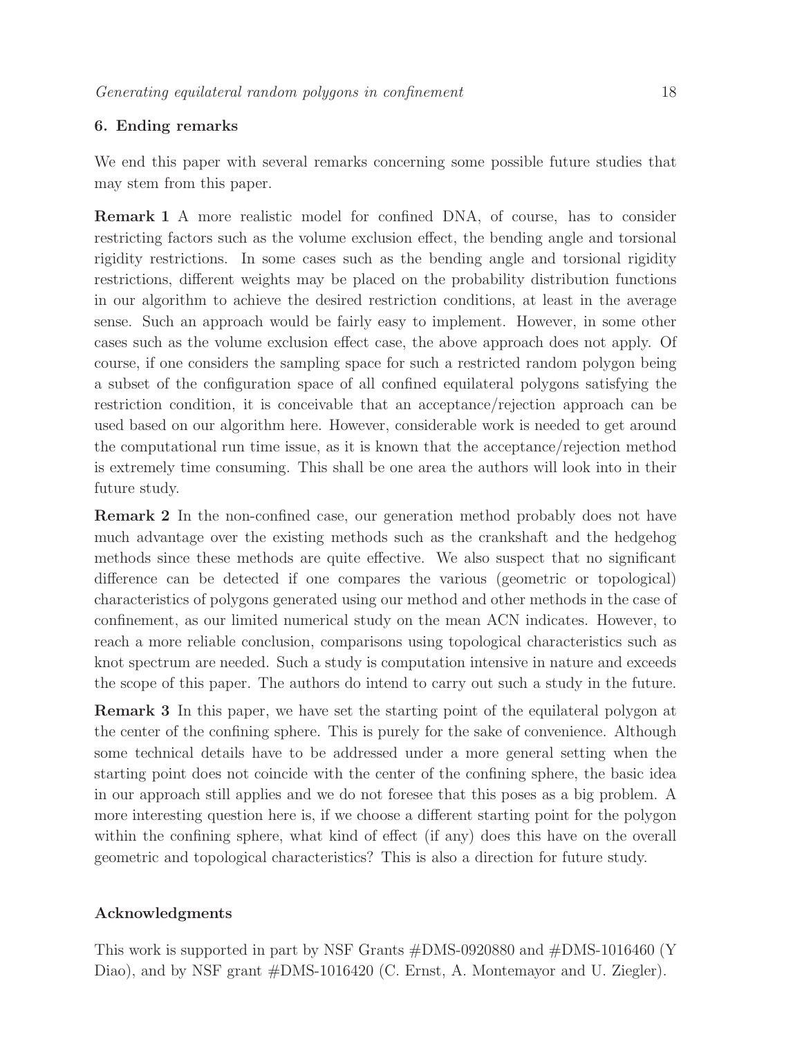## 6. Ending remarks

We end this paper with several remarks concerning some possible future studies that may stem from this paper.

**Remark 1** A more realistic model for confined DNA, of course, has to consider restricting factors such as the volume exclusion effect, the bending angle and torsional rigidity restrictions. In some cases such as the bending angle and torsional rigidity restrictions, different weights may be placed on the probability distribution functions in our algorithm to achieve the desired restriction conditions, at least in the average sense. Such an approach would be fairly easy to implement. However, in some other cases such as the volume exclusion effect case, the above approach does not apply. Of course, if one considers the sampling space for such a restricted random polygon being a subset of the configuration space of all confined equilateral polygons satisfying the restriction condition, it is conceivable that an acceptance/rejection approach can be used based on our algorithm here. However, considerable work is needed to get around the computational run time issue, as it is known that the acceptance/rejection method is extremely time consuming. This shall be one area the authors will look into in their future study.

**Remark 2** In the non-confined case, our generation method probably does not have much advantage over the existing methods such as the crankshaft and the hedgehog methods since these methods are quite effective. We also suspect that no significant difference can be detected if one compares the various (geometric or topological) characteristics of polygons generated using our method and other methods in the case of confinement, as our limited numerical study on the mean ACN indicates. However, to reach a more reliable conclusion, comparisons using topological characteristics such as knot spectrum are needed. Such a study is computation intensive in nature and exceeds the scope of this paper. The authors do intend to carry out such a study in the future.

**Remark 3** In this paper, we have set the starting point of the equilateral polygon at the center of the confining sphere. This is purely for the sake of convenience. Although some technical details have to be addressed under a more general setting when the starting point does not coincide with the center of the confining sphere, the basic idea in our approach still applies and we do not foresee that this poses as a big problem. A more interesting question here is, if we choose a different starting point for the polygon within the confining sphere, what kind of effect (if any) does this have on the overall geometric and topological characteristics? This is also a direction for future study.

## Acknowledgments

This work is supported in part by NSF Grants #DMS-0920880 and #DMS-1016460 (Y Diao), and by NSF grant #DMS-1016420 (C. Ernst, A. Montemayor and U. Ziegler).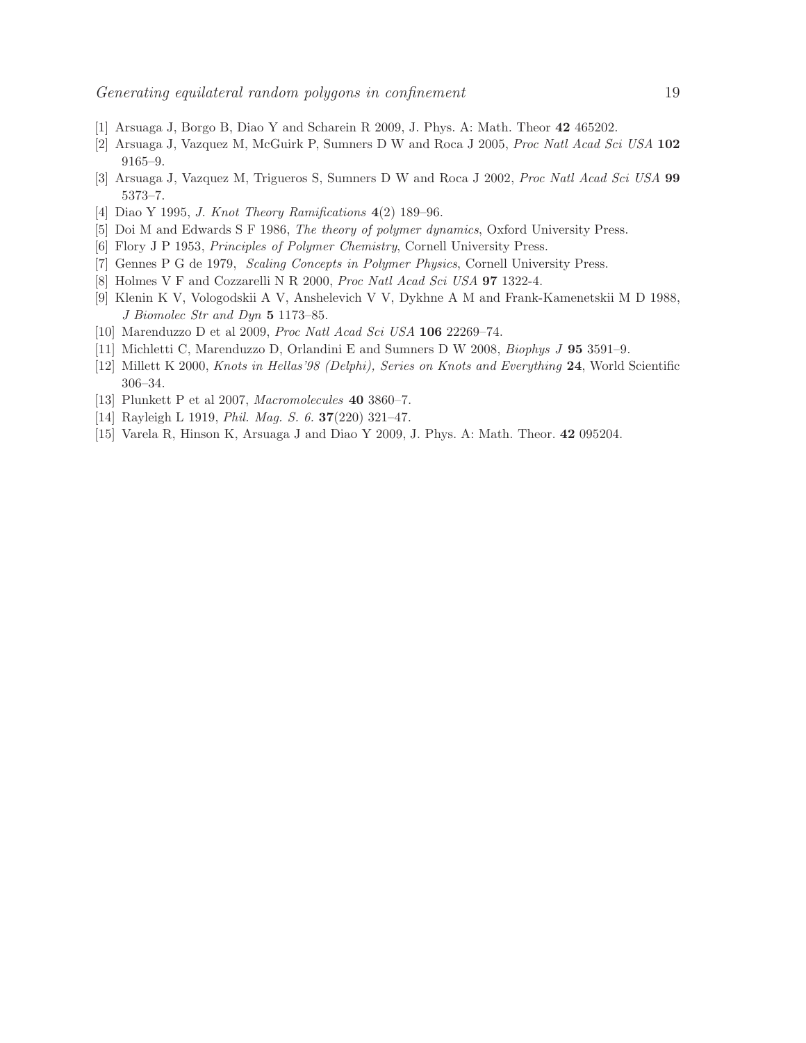[1] Arsuaga J, Borgo B, Diao Y and Scharein R 2009, J. Phys. A: Math. Theor **42** 465202.

[2] Arsuaga J, Vazquez M, McGuirk P, Sumners D W and Roca J 2005, *Proc Natl Acad Sci USA* **102** 9165–9.

[3] Arsuaga J, Vazquez M, Trigueros S, Sumners D W and Roca J 2002, *Proc Natl Acad Sci USA* **99** 5373–7.

[4] Diao Y 1995, *J. Knot Theory Ramifications* **4**(2) 189–96.

[5] Doi M and Edwards S F 1986, *The theory of polymer dynamics*, Oxford University Press.

[6] Flory J P 1953, *Principles of Polymer Chemistry*, Cornell University Press.

[7] Gennes P G de 1979, *Scaling Concepts in Polymer Physics*, Cornell University Press.

[8] Holmes V F and Cozzarelli N R 2000, *Proc Natl Acad Sci USA* **97** 1322-4.

[9] Klenin K V, Vologodskii A V, Anshelevich V V, Dykhne A M and Frank-Kamenetskii M D 1988, *J Biomolec Str and Dyn* **5** 1173–85.

[10] Marenduzzo D et al 2009, *Proc Natl Acad Sci USA* **106** 22269–74.

[11] Michletti C, Marenduzzo D, Orlandini E and Sumners D W 2008, *Biophys J* **95** 3591–9.

[12] Millett K 2000, *Knots in Hellas'98 (Delphi), Series on Knots and Everything* **24**, World Scientific 306–34.

[13] Plunkett P et al 2007, *Macromolecules* **40** 3860–7.

[14] Rayleigh L 1919, *Phil. Mag. S. 6.* **37**(220) 321–47.

[15] Varela R, Hinson K, Arsuaga J and Diao Y 2009, J. Phys. A: Math. Theor. **42** 095204.